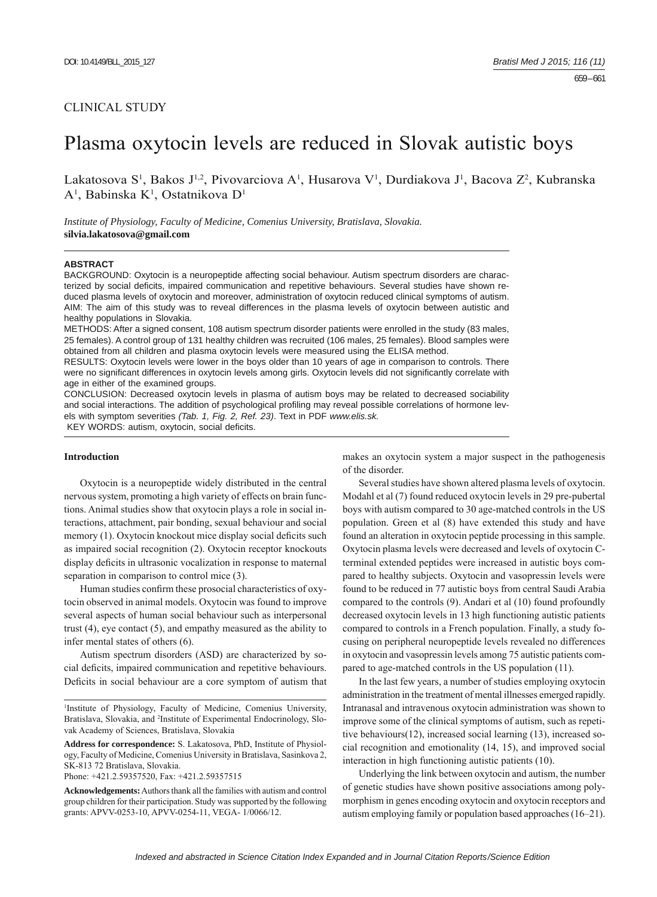CLINICAL STUDY

# Plasma oxytocin levels are reduced in Slovak autistic boys

Lakatosova S[1], Bakos J[1,2], Pivovarciova A[1], Husarova V[1], Durdiakova J[1], Bacova Z[2], Kubranska A[1], Babinska K[1], Ostatnikova D[1]

*Institute of Physiology, Faculty of Medicine, Comenius University, Bratislava, Slovakia.*
**silvia.lakatosova@gmail.com**

## ABSTRACT

BACKGROUND: Oxytocin is a neuropeptide affecting social behaviour. Autism spectrum disorders are characterized by social deficits, impaired communication and repetitive behaviours. Several studies have shown reduced plasma levels of oxytocin and moreover, administration of oxytocin reduced clinical symptoms of autism.
AIM: The aim of this study was to reveal differences in the plasma levels of oxytocin between autistic and healthy populations in Slovakia.
METHODS: After a signed consent, 108 autism spectrum disorder patients were enrolled in the study (83 males, 25 females). A control group of 131 healthy children was recruited (106 males, 25 females). Blood samples were obtained from all children and plasma oxytocin levels were measured using the ELISA method.
RESULTS: Oxytocin levels were lower in the boys older than 10 years of age in comparison to controls. There were no significant differences in oxytocin levels among girls. Oxytocin levels did not significantly correlate with age in either of the examined groups.
CONCLUSION: Decreased oxytocin levels in plasma of autism boys may be related to decreased sociability and social interactions. The addition of psychological profiling may reveal possible correlations of hormone levels with symptom severities *(Tab. 1, Fig. 2, Ref. 23)*. Text in PDF *www.elis.sk.*
KEY WORDS: autism, oxytocin, social deficits.

### Introduction

Oxytocin is a neuropeptide widely distributed in the central nervous system, promoting a high variety of effects on brain functions. Animal studies show that oxytocin plays a role in social interactions, attachment, pair bonding, sexual behaviour and social memory (1). Oxytocin knockout mice display social deficits such as impaired social recognition (2). Oxytocin receptor knockouts display deficits in ultrasonic vocalization in response to maternal separation in comparison to control mice (3).

Human studies confirm these prosocial characteristics of oxytocin observed in animal models. Oxytocin was found to improve several aspects of human social behaviour such as interpersonal trust (4), eye contact (5), and empathy measured as the ability to infer mental states of others (6).

Autism spectrum disorders (ASD) are characterized by social deficits, impaired communication and repetitive behaviours. Deficits in social behaviour are a core symptom of autism that makes an oxytocin system a major suspect in the pathogenesis of the disorder.

Several studies have shown altered plasma levels of oxytocin. Modahl et al (7) found reduced oxytocin levels in 29 pre-pubertal boys with autism compared to 30 age-matched controls in the US population. Green et al (8) have extended this study and have found an alteration in oxytocin peptide processing in this sample. Oxytocin plasma levels were decreased and levels of oxytocin C-terminal extended peptides were increased in autistic boys compared to healthy subjects. Oxytocin and vasopressin levels were found to be reduced in 77 autistic boys from central Saudi Arabia compared to the controls (9). Andari et al (10) found profoundly decreased oxytocin levels in 13 high functioning autistic patients compared to controls in a French population. Finally, a study focusing on peripheral neuropeptide levels revealed no differences in oxytocin and vasopressin levels among 75 autistic patients compared to age-matched controls in the US population (11).

In the last few years, a number of studies employing oxytocin administration in the treatment of mental illnesses emerged rapidly. Intranasal and intravenous oxytocin administration was shown to improve some of the clinical symptoms of autism, such as repetitive behaviours(12), increased social learning (13), increased social recognition and emotionality (14, 15), and improved social interaction in high functioning autistic patients (10).

Underlying the link between oxytocin and autism, the number of genetic studies have shown positive associations among polymorphism in genes encoding oxytocin and oxytocin receptors and autism employing family or population based approaches (16–21).

---

[1]Institute of Physiology, Faculty of Medicine, Comenius University, Bratislava, Slovakia, and [2]Institute of Experimental Endocrinology, Slovak Academy of Sciences, Bratislava, Slovakia

**Address for correspondence:** S. Lakatosova, PhD, Institute of Physiology, Faculty of Medicine, Comenius University in Bratislava, Sasinkova 2, SK-813 72 Bratislava, Slovakia.
Phone: +421.2.59357520, Fax: +421.2.59357515

**Acknowledgements:** Authors thank all the families with autism and control group children for their participation. Study was supported by the following grants: APVV-0253-10, APVV-0254-11, VEGA- 1/0066/12.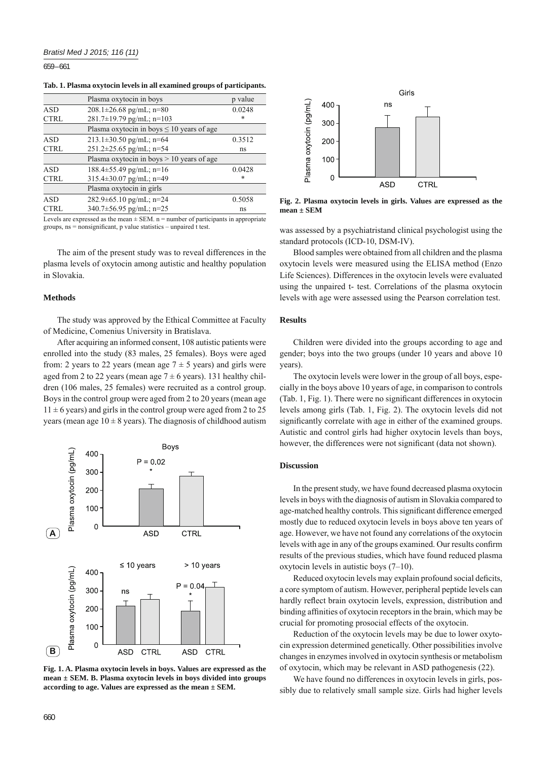**Tab. 1. Plasma oxytocin levels in all examined groups of participants.**

| | Plasma oxytocin in boys | p value |
|---|---|---|
| ASD | 208.1±26.68 pg/mL; n=80 | 0.0248 |
| CTRL | 281.7±19.79 pg/mL; n=103 | * |
| | Plasma oxytocin in boys ≤ 10 years of age | |
| ASD | 213.1±30.50 pg/mL; n=64 | 0.3512 |
| CTRL | 251.2±25.65 pg/mL; n=54 | ns |
| | Plasma oxytocin in boys > 10 years of age | |
| ASD | 188.4±55.49 pg/mL; n=16 | 0.0428 |
| CTRL | 315.4±30.07 pg/mL; n=49 | * |
| | Plasma oxytocin in girls | |
| ASD | 282.9±65.10 pg/mL; n=24 | 0.5058 |
| CTRL | 340.7±56.95 pg/mL; n=25 | ns |

Levels are expressed as the mean ± SEM. n = number of participants in appropriate groups, ns = nonsignificant, p value statistics – unpaired t test.

The aim of the present study was to reveal differences in the plasma levels of oxytocin among autistic and healthy population in Slovakia.

## Methods

The study was approved by the Ethical Committee at Faculty of Medicine, Comenius University in Bratislava.

After acquiring an informed consent, 108 autistic patients were enrolled into the study (83 males, 25 females). Boys were aged from: 2 years to 22 years (mean age 7 ± 5 years) and girls were aged from 2 to 22 years (mean age 7 ± 6 years). 131 healthy children (106 males, 25 females) were recruited as a control group. Boys in the control group were aged from 2 to 20 years (mean age 11 ± 6 years) and girls in the control group were aged from 2 to 25 years (mean age 10 ± 8 years). The diagnosis of childhood autism was assessed by a psychiatristand clinical psychologist using the standard protocols (ICD-10, DSM-IV).

Blood samples were obtained from all children and the plasma oxytocin levels were measured using the ELISA method (Enzo Life Sciences). Differences in the oxytocin levels were evaluated using the unpaired t- test. Correlations of the plasma oxytocin levels with age were assessed using the Pearson correlation test.

**Fig. 1. A. Plasma oxytocin levels in boys. Values are expressed as the mean ± SEM. B. Plasma oxytocin levels in boys divided into groups according to age. Values are expressed as the mean ± SEM.**

**Fig. 2. Plasma oxytocin levels in girls. Values are expressed as the mean ± SEM**

## Results

Children were divided into the groups according to age and gender; boys into the two groups (under 10 years and above 10 years).

The oxytocin levels were lower in the group of all boys, especially in the boys above 10 years of age, in comparison to controls (Tab. 1, Fig. 1). There were no significant differences in oxytocin levels among girls (Tab. 1, Fig. 2). The oxytocin levels did not significantly correlate with age in either of the examined groups. Autistic and control girls had higher oxytocin levels than boys, however, the differences were not significant (data not shown).

## Discussion

In the present study, we have found decreased plasma oxytocin levels in boys with the diagnosis of autism in Slovakia compared to age-matched healthy controls. This significant difference emerged mostly due to reduced oxytocin levels in boys above ten years of age. However, we have not found any correlations of the oxytocin levels with age in any of the groups examined. Our results confirm results of the previous studies, which have found reduced plasma oxytocin levels in autistic boys (7–10).

Reduced oxytocin levels may explain profound social deficits, a core symptom of autism. However, peripheral peptide levels can hardly reflect brain oxytocin levels, expression, distribution and binding affinities of oxytocin receptors in the brain, which may be crucial for promoting prosocial effects of the oxytocin.

Reduction of the oxytocin levels may be due to lower oxytocin expression determined genetically. Other possibilities involve changes in enzymes involved in oxytocin synthesis or metabolism of oxytocin, which may be relevant in ASD pathogenesis (22).

We have found no differences in oxytocin levels in girls, possibly due to relatively small sample size. Girls had higher levels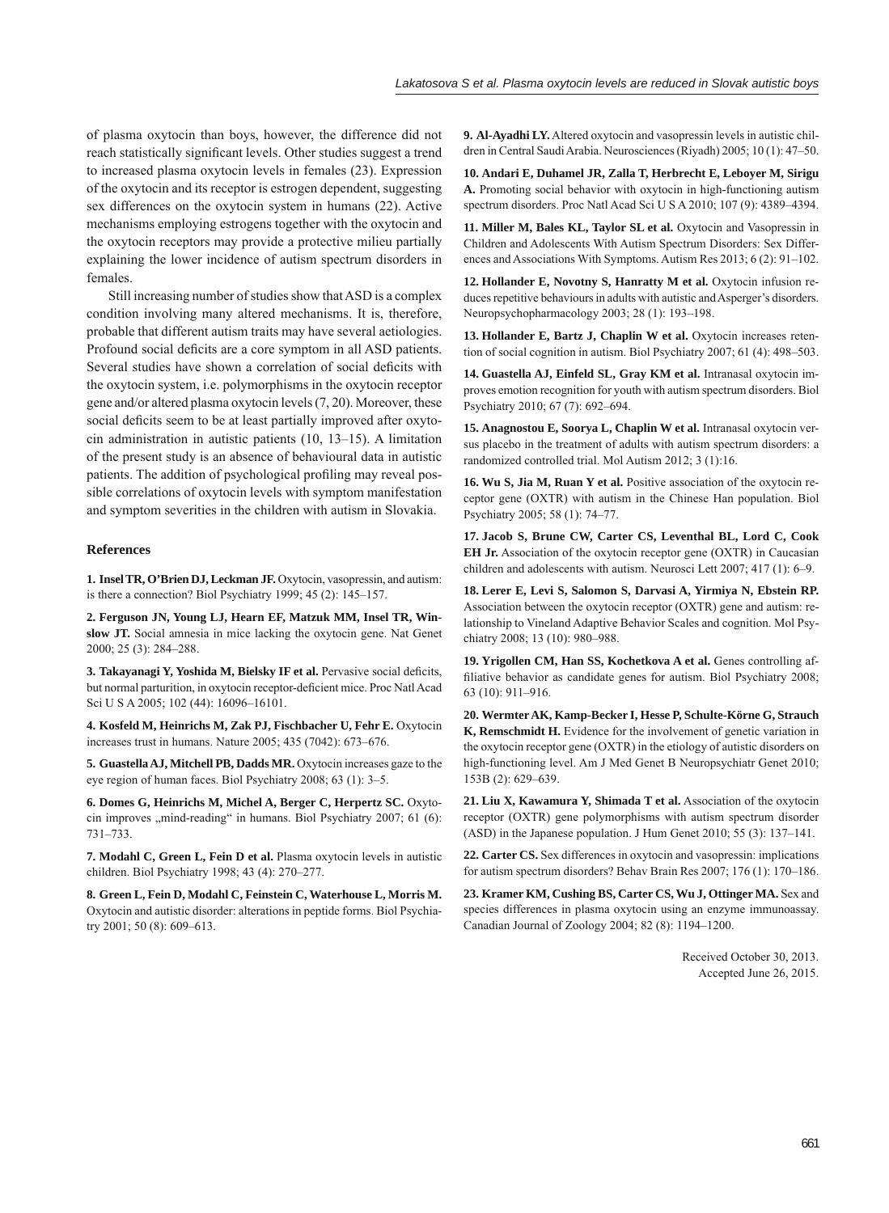of plasma oxytocin than boys, however, the difference did not reach statistically significant levels. Other studies suggest a trend to increased plasma oxytocin levels in females (23). Expression of the oxytocin and its receptor is estrogen dependent, suggesting sex differences on the oxytocin system in humans (22). Active mechanisms employing estrogens together with the oxytocin and the oxytocin receptors may provide a protective milieu partially explaining the lower incidence of autism spectrum disorders in females.

Still increasing number of studies show that ASD is a complex condition involving many altered mechanisms. It is, therefore, probable that different autism traits may have several aetiologies. Profound social deficits are a core symptom in all ASD patients. Several studies have shown a correlation of social deficits with the oxytocin system, i.e. polymorphisms in the oxytocin receptor gene and/or altered plasma oxytocin levels (7, 20). Moreover, these social deficits seem to be at least partially improved after oxytocin administration in autistic patients (10, 13–15). A limitation of the present study is an absence of behavioural data in autistic patients. The addition of psychological profiling may reveal possible correlations of oxytocin levels with symptom manifestation and symptom severities in the children with autism in Slovakia.

### References

**1. Insel TR, O'Brien DJ, Leckman JF.** Oxytocin, vasopressin, and autism: is there a connection? Biol Psychiatry 1999; 45 (2): 145–157.

**2. Ferguson JN, Young LJ, Hearn EF, Matzuk MM, Insel TR, Winslow JT.** Social amnesia in mice lacking the oxytocin gene. Nat Genet 2000; 25 (3): 284–288.

**3. Takayanagi Y, Yoshida M, Bielsky IF et al.** Pervasive social deficits, but normal parturition, in oxytocin receptor-deficient mice. Proc Natl Acad Sci U S A 2005; 102 (44): 16096–16101.

**4. Kosfeld M, Heinrichs M, Zak PJ, Fischbacher U, Fehr E.** Oxytocin increases trust in humans. Nature 2005; 435 (7042): 673–676.

**5. Guastella AJ, Mitchell PB, Dadds MR.** Oxytocin increases gaze to the eye region of human faces. Biol Psychiatry 2008; 63 (1): 3–5.

**6. Domes G, Heinrichs M, Michel A, Berger C, Herpertz SC.** Oxytocin improves „mind-reading" in humans. Biol Psychiatry 2007; 61 (6): 731–733.

**7. Modahl C, Green L, Fein D et al.** Plasma oxytocin levels in autistic children. Biol Psychiatry 1998; 43 (4): 270–277.

**8. Green L, Fein D, Modahl C, Feinstein C, Waterhouse L, Morris M.** Oxytocin and autistic disorder: alterations in peptide forms. Biol Psychiatry 2001; 50 (8): 609–613.

**9. Al-Ayadhi LY.** Altered oxytocin and vasopressin levels in autistic children in Central Saudi Arabia. Neurosciences (Riyadh) 2005; 10 (1): 47–50.

**10. Andari E, Duhamel JR, Zalla T, Herbrecht E, Leboyer M, Sirigu A.** Promoting social behavior with oxytocin in high-functioning autism spectrum disorders. Proc Natl Acad Sci U S A 2010; 107 (9): 4389–4394.

**11. Miller M, Bales KL, Taylor SL et al.** Oxytocin and Vasopressin in Children and Adolescents With Autism Spectrum Disorders: Sex Differences and Associations With Symptoms. Autism Res 2013; 6 (2): 91–102.

**12. Hollander E, Novotny S, Hanratty M et al.** Oxytocin infusion reduces repetitive behaviours in adults with autistic and Asperger's disorders. Neuropsychopharmacology 2003; 28 (1): 193–198.

**13. Hollander E, Bartz J, Chaplin W et al.** Oxytocin increases retention of social cognition in autism. Biol Psychiatry 2007; 61 (4): 498–503.

**14. Guastella AJ, Einfeld SL, Gray KM et al.** Intranasal oxytocin improves emotion recognition for youth with autism spectrum disorders. Biol Psychiatry 2010; 67 (7): 692–694.

**15. Anagnostou E, Soorya L, Chaplin W et al.** Intranasal oxytocin versus placebo in the treatment of adults with autism spectrum disorders: a randomized controlled trial. Mol Autism 2012; 3 (1):16.

**16. Wu S, Jia M, Ruan Y et al.** Positive association of the oxytocin receptor gene (OXTR) with autism in the Chinese Han population. Biol Psychiatry 2005; 58 (1): 74–77.

**17. Jacob S, Brune CW, Carter CS, Leventhal BL, Lord C, Cook EH Jr.** Association of the oxytocin receptor gene (OXTR) in Caucasian children and adolescents with autism. Neurosci Lett 2007; 417 (1): 6–9.

**18. Lerer E, Levi S, Salomon S, Darvasi A, Yirmiya N, Ebstein RP.** Association between the oxytocin receptor (OXTR) gene and autism: relationship to Vineland Adaptive Behavior Scales and cognition. Mol Psychiatry 2008; 13 (10): 980–988.

**19. Yrigollen CM, Han SS, Kochetkova A et al.** Genes controlling affiliative behavior as candidate genes for autism. Biol Psychiatry 2008; 63 (10): 911–916.

**20. Wermter AK, Kamp-Becker I, Hesse P, Schulte-Körne G, Strauch K, Remschmidt H.** Evidence for the involvement of genetic variation in the oxytocin receptor gene (OXTR) in the etiology of autistic disorders on high-functioning level. Am J Med Genet B Neuropsychiatr Genet 2010; 153B (2): 629–639.

**21. Liu X, Kawamura Y, Shimada T et al.** Association of the oxytocin receptor (OXTR) gene polymorphisms with autism spectrum disorder (ASD) in the Japanese population. J Hum Genet 2010; 55 (3): 137–141.

**22. Carter CS.** Sex differences in oxytocin and vasopressin: implications for autism spectrum disorders? Behav Brain Res 2007; 176 (1): 170–186.

**23. Kramer KM, Cushing BS, Carter CS, Wu J, Ottinger MA.** Sex and species differences in plasma oxytocin using an enzyme immunoassay. Canadian Journal of Zoology 2004; 82 (8): 1194–1200.

Received October 30, 2013.
Accepted June 26, 2015.